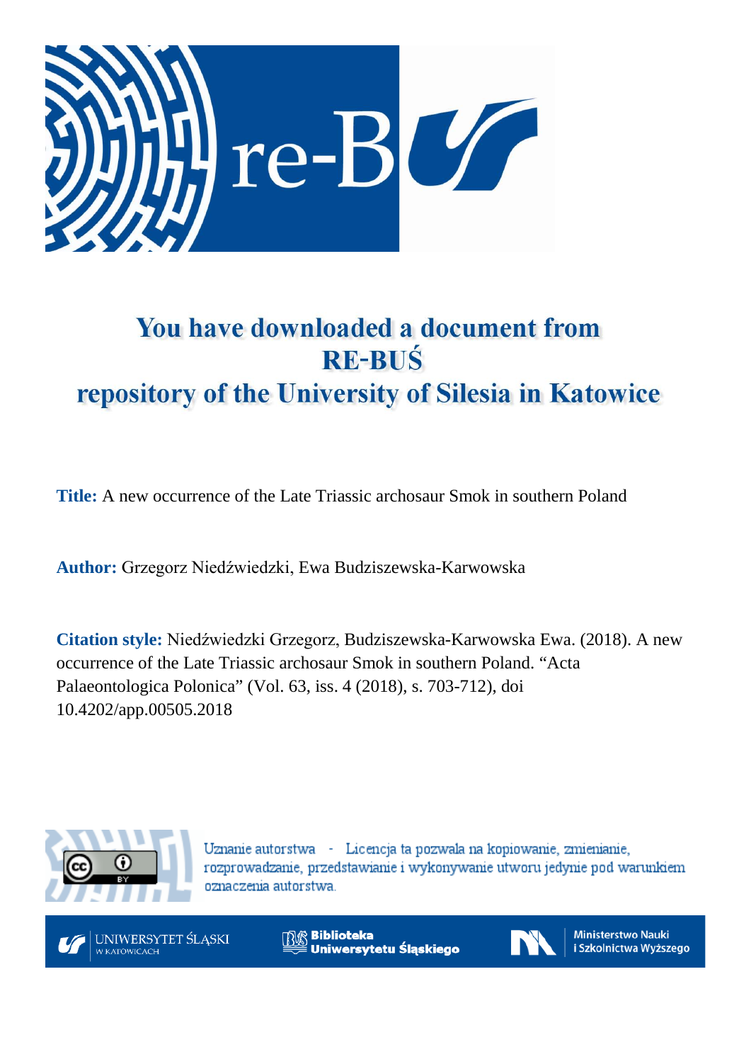# You have downloaded a document from RE-BUŚ repository of the University of Silesia in Katowice

**Title:** A new occurrence of the Late Triassic archosaur Smok in southern Poland

**Author:** Grzegorz Niedźwiedzki, Ewa Budziszewska-Karwowska

**Citation style:** Niedźwiedzki Grzegorz, Budziszewska-Karwowska Ewa. (2018). A new occurrence of the Late Triassic archosaur Smok in southern Poland. "Acta Palaeontologica Polonica" (Vol. 63, iss. 4 (2018), s. 703-712), doi 10.4202/app.00505.2018

Uznanie autorstwa - Licencja ta pozwala na kopiowanie, zmienianie, rozprowadzanie, przedstawianie i wykonywanie utworu jedynie pod warunkiem oznaczenia autorstwa.

UNIWERSYTET ŚLĄSKI W KATOWICACH

Biblioteka Uniwersytetu Śląskiego

Ministerstwo Nauki i Szkolnictwa Wyższego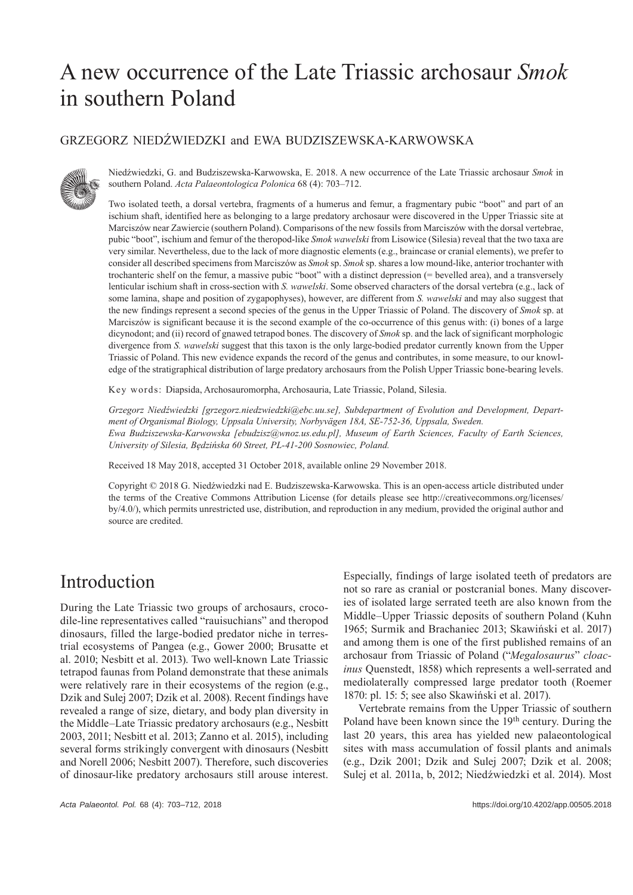# A new occurrence of the Late Triassic archosaur *Smok* in southern Poland

GRZEGORZ NIEDŹWIEDZKI and EWA BUDZISZEWSKA-KARWOWSKA

Niedźwiedzki, G. and Budziszewska-Karwowska, E. 2018. A new occurrence of the Late Triassic archosaur *Smok* in southern Poland. *Acta Palaeontologica Polonica* 68 (4): 703–712.

Two isolated teeth, a dorsal vertebra, fragments of a humerus and femur, a fragmentary pubic "boot" and part of an ischium shaft, identified here as belonging to a large predatory archosaur were discovered in the Upper Triassic site at Marciszów near Zawiercie (southern Poland). Comparisons of the new fossils from Marciszów with the dorsal vertebrae, pubic "boot", ischium and femur of the theropod-like *Smok wawelski* from Lisowice (Silesia) reveal that the two taxa are very similar. Nevertheless, due to the lack of more diagnostic elements (e.g., braincase or cranial elements), we prefer to consider all described specimens from Marciszów as *Smok* sp. *Smok* sp. shares a low mound-like, anterior trochanter with trochanteric shelf on the femur, a massive pubic "boot" with a distinct depression (= bevelled area), and a transversely lenticular ischium shaft in cross-section with *S. wawelski*. Some observed characters of the dorsal vertebra (e.g., lack of some lamina, shape and position of zygapophyses), however, are different from *S. wawelski* and may also suggest that the new findings represent a second species of the genus in the Upper Triassic of Poland. The discovery of *Smok* sp. at Marciszów is significant because it is the second example of the co-occurrence of this genus with: (i) bones of a large dicynodont; and (ii) record of gnawed theropod bones. The discovery of *Smok* sp. and the lack of significant morphologic divergence from *S. wawelski* suggest that this taxon is the only large-bodied predator currently known from the Upper Triassic of Poland. This new evidence expands the record of the genus and contributes, in some measure, to our knowledge of the stratigraphical distribution of large predatory archosaurs from the Polish Upper Triassic bone-bearing levels.

Key words: Diapsida, Archosauromorpha, Archosauria, Late Triassic, Poland, Silesia.

*Grzegorz Niedźwiedzki [grzegorz.niedzwiedzki@ebc.uu.se], Subdepartment of Evolution and Development, Department of Organismal Biology, Uppsala University, Norbyvägen 18A, SE-752-36, Uppsala, Sweden.*
*Ewa Budziszewska-Karwowska [ebudzisz@wnoz.us.edu.pl], Museum of Earth Sciences, Faculty of Earth Sciences, University of Silesia, Będzińska 60 Street, PL-41-200 Sosnowiec, Poland.*

Received 18 May 2018, accepted 31 October 2018, available online 29 November 2018.

Copyright © 2018 G. Niedźwiedzki nad E. Budziszewska-Karwowska. This is an open-access article distributed under the terms of the Creative Commons Attribution License (for details please see http://creativecommons.org/licenses/by/4.0/), which permits unrestricted use, distribution, and reproduction in any medium, provided the original author and source are credited.

## Introduction

During the Late Triassic two groups of archosaurs, crocodile-line representatives called "rauisuchians" and theropod dinosaurs, filled the large-bodied predator niche in terrestrial ecosystems of Pangea (e.g., Gower 2000; Brusatte et al. 2010; Nesbitt et al. 2013). Two well-known Late Triassic tetrapod faunas from Poland demonstrate that these animals were relatively rare in their ecosystems of the region (e.g., Dzik and Sulej 2007; Dzik et al. 2008). Recent findings have revealed a range of size, dietary, and body plan diversity in the Middle–Late Triassic predatory archosaurs (e.g., Nesbitt 2003, 2011; Nesbitt et al. 2013; Zanno et al. 2015), including several forms strikingly convergent with dinosaurs (Nesbitt and Norell 2006; Nesbitt 2007). Therefore, such discoveries of dinosaur-like predatory archosaurs still arouse interest. Especially, findings of large isolated teeth of predators are not so rare as cranial or postcranial bones. Many discoveries of isolated large serrated teeth are also known from the Middle–Upper Triassic deposits of southern Poland (Kuhn 1965; Surmik and Brachaniec 2013; Skawiński et al. 2017) and among them is one of the first published remains of an archosaur from Triassic of Poland ("*Megalosaurus*" *cloacinus* Quenstedt, 1858) which represents a well-serrated and mediolaterally compressed large predator tooth (Roemer 1870: pl. 15: 5; see also Skawiński et al. 2017).

Vertebrate remains from the Upper Triassic of southern Poland have been known since the 19th century. During the last 20 years, this area has yielded new palaeontological sites with mass accumulation of fossil plants and animals (e.g., Dzik 2001; Dzik and Sulej 2007; Dzik et al. 2008; Sulej et al. 2011a, b, 2012; Niedźwiedzki et al. 2014). Most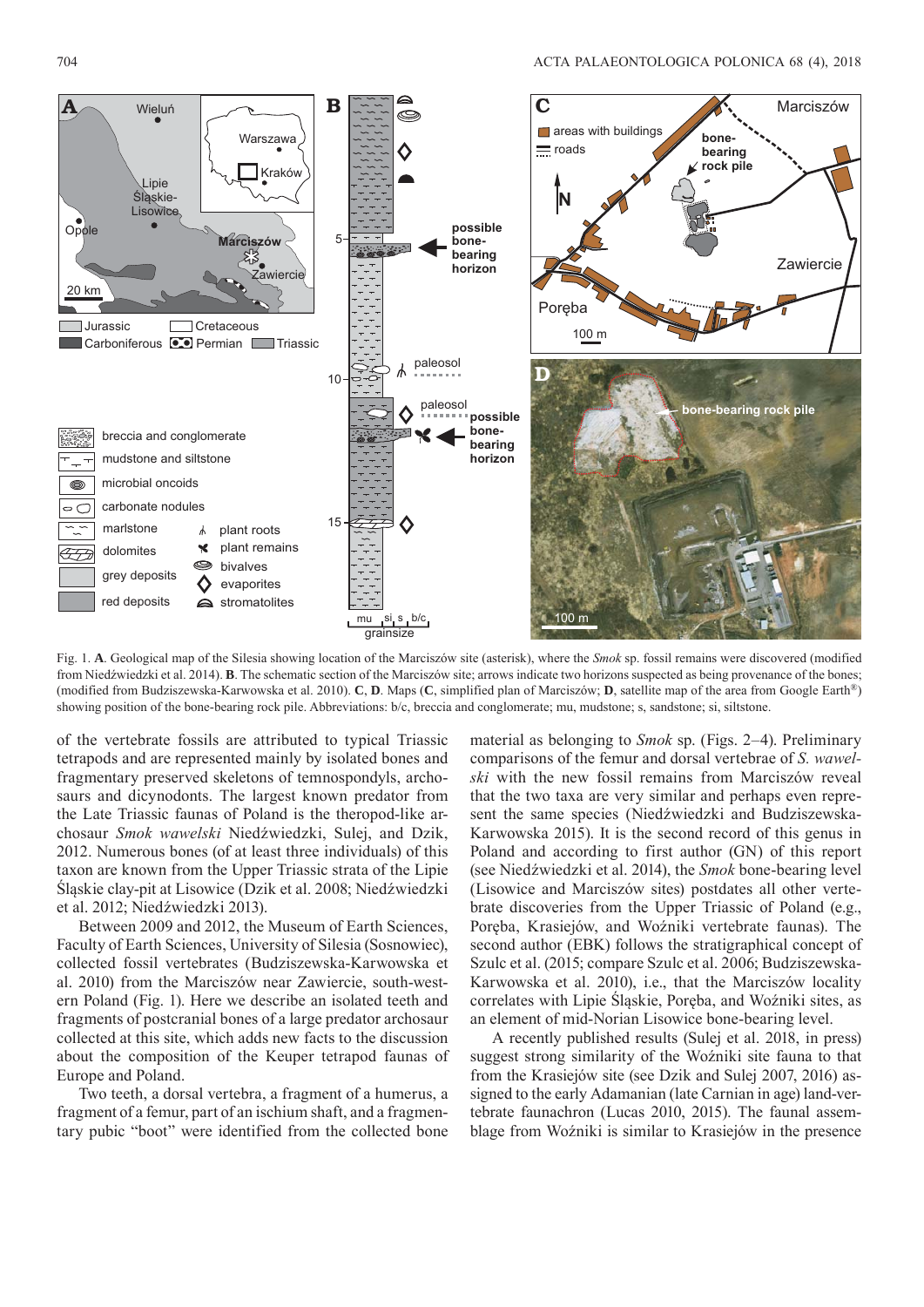Fig. 1. **A**. Geological map of the Silesia showing location of the Marciszów site (asterisk), where the *Smok* sp. fossil remains were discovered (modified from Niedźwiedzki et al. 2014). **B**. The schematic section of the Marciszów site; arrows indicate two horizons suspected as being provenance of the bones; (modified from Budziszewska-Karwowska et al. 2010). **C**, **D**. Maps (**C**, simplified plan of the area from Marciszów; **D**, satellite map of the area from Google Earth®) showing position of the bone-bearing rock pile. Abbreviations: b/c, breccia and conglomerate; mu, mudstone; s, sandstone; si, siltstone.

of the vertebrate fossils are attributed to typical Triassic tetrapods and are represented mainly by isolated bones and fragmentary preserved skeletons of temnospondyls, archosaurs and dicynodonts. The largest known predator from the Late Triassic faunas of Poland is the theropod-like archosaur *Smok wawelski* Niedźwiedzki, Sulej, and Dzik, 2012. Numerous bones (of at least three individuals) of this taxon are known from the Upper Triassic strata of the Lipie Śląskie clay-pit at Lisowice (Dzik et al. 2008; Niedźwiedzki et al. 2012; Niedźwiedzki 2013).

Between 2009 and 2012, the Museum of Earth Sciences, Faculty of Earth Sciences, University of Silesia (Sosnowiec), collected fossil vertebrates (Budziszewska-Karwowska et al. 2010) from the Marciszów near Zawiercie, south-western Poland (Fig. 1). Here we describe an isolated teeth and fragments of postcranial bones of a large predator archosaur collected at this site, which adds new facts to the discussion about the composition of the Keuper tetrapod faunas of Europe and Poland.

Two teeth, a dorsal vertebra, a fragment of a humerus, a fragment of a femur, part of an ischium shaft, and a fragmentary pubic "boot" were identified from the collected bone material as belonging to *Smok* sp. (Figs. 2–4). Preliminary comparisons of the femur and dorsal vertebrae of *S. wawelski* with the new fossil remains from Marciszów reveal that the two taxa are very similar and perhaps even represent the same species (Niedźwiedzki and Budziszewska-Karwowska 2015). It is the second record of this genus in Poland and according to first author (GN) of this report (see Niedźwiedzki et al. 2014), the *Smok* bone-bearing level (Lisowice and Marciszów sites) postdates all other vertebrate discoveries from the Upper Triassic of Poland (e.g., Poręba, Krasiejów, and Woźniki vertebrate faunas). The second author (EBK) follows the stratigraphical concept of Szulc et al. (2015; compare Szulc et al. 2006; Budziszewska-Karwowska et al. 2010), i.e., that the Marciszów locality correlates with Lipie Śląskie, Poręba, and Woźniki sites, as an element of mid-Norian Lisowice bone-bearing level.

A recently published results (Sulej et al. 2018, in press) suggest strong similarity of the Woźniki site fauna to that from the Krasiejów site (see Dzik and Sulej 2007, 2016) assigned to the early Adamanian (late Carnian in age) land-vertebrate faunachron (Lucas 2010, 2015). The faunal assemblage from Woźniki is similar to Krasiejów in the presence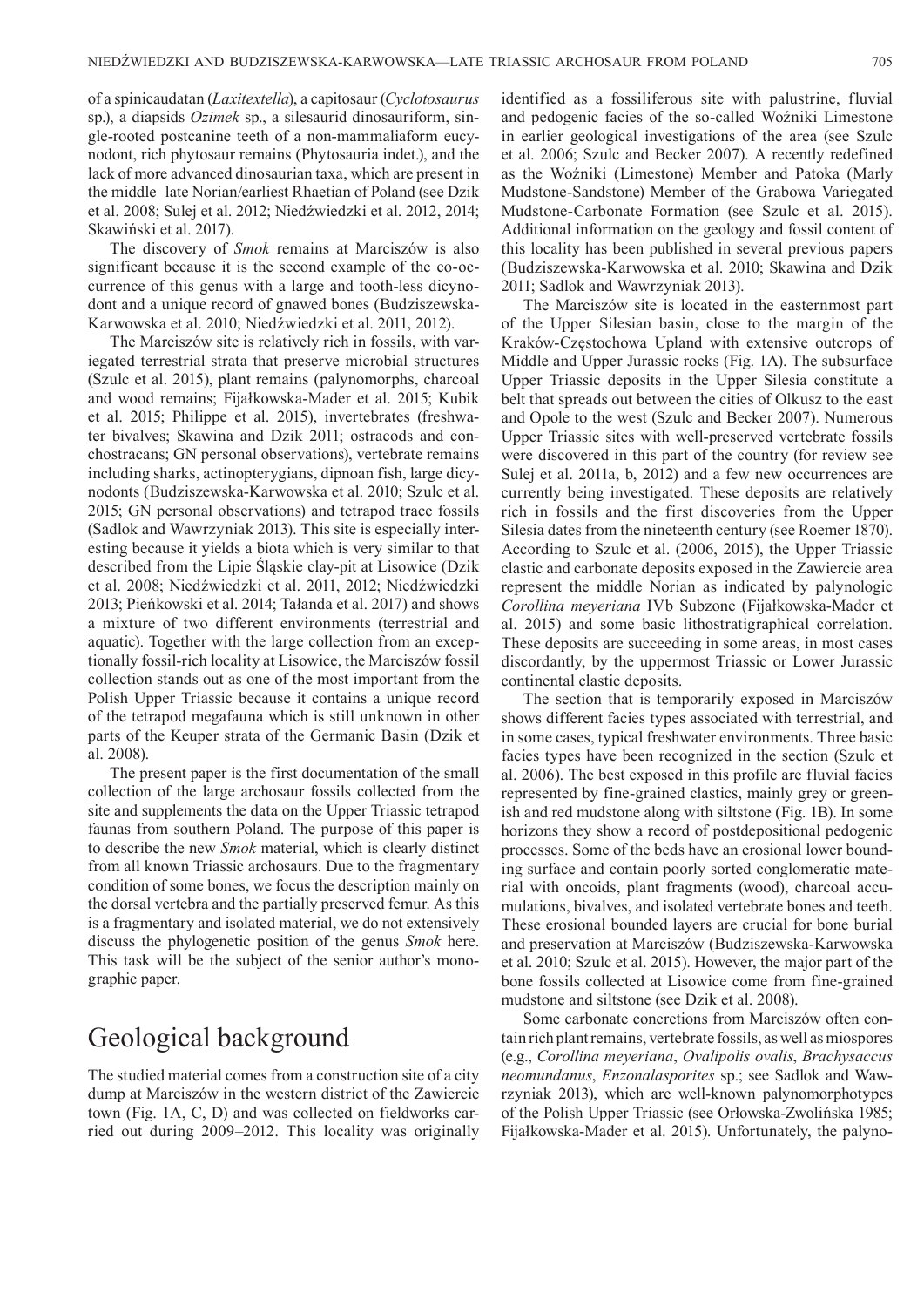of a spinicaudatan (*Laxitextella*), a capitosaur (*Cyclotosaurus* sp.), a diapsids *Ozimek* sp., a silesaurid dinosauriform, single-rooted postcanine teeth of a non-mammaliaform eucynodont, rich phytosaur remains (Phytosauria indet.), and the lack of more advanced dinosaurian taxa, which are present in the middle–late Norian/earliest Rhaetian of Poland (see Dzik et al. 2008; Sulej et al. 2012; Niedźwiedzki et al. 2012, 2014; Skawiński et al. 2017).

The discovery of *Smok* remains at Marciszów is also significant because it is the second example of the co-occurrence of this genus with a large and tooth-less dicynodont and a unique record of gnawed bones (Budziszewska-Karwowska et al. 2010; Niedźwiedzki et al. 2011, 2012).

The Marciszów site is relatively rich in fossils, with variegated terrestrial strata that preserve microbial structures (Szulc et al. 2015), plant remains (palynomorphs, charcoal and wood remains; Fijałkowska-Mader et al. 2015; Kubik et al. 2015; Philippe et al. 2015), invertebrates (freshwater bivalves; Skawina and Dzik 2011; ostracods and conchostracans; GN personal observations), vertebrate remains including sharks, actinopterygians, dipnoan fish, large dicynodonts (Budziszewska-Karwowska et al. 2010; Szulc et al. 2015; GN personal observations) and tetrapod trace fossils (Sadlok and Wawrzyniak 2013). This site is especially interesting because it yields a biota which is very similar to that described from the Lipie Śląskie clay-pit at Lisowice (Dzik et al. 2008; Niedźwiedzki et al. 2011, 2012; Niedźwiedzki 2013; Pieńkowski et al. 2014; Tałanda et al. 2017) and shows a mixture of two different environments (terrestrial and aquatic). Together with the large collection from an exceptionally fossil-rich locality at Lisowice, the Marciszów fossil collection stands out as one of the most important from the Polish Upper Triassic because it contains a unique record of the tetrapod megafauna which is still unknown in other parts of the Keuper strata of the Germanic Basin (Dzik et al. 2008).

The present paper is the first documentation of the small collection of the large archosaur fossils collected from the site and supplements the data on the Upper Triassic tetrapod faunas from southern Poland. The purpose of this paper is to describe the new *Smok* material, which is clearly distinct from all known Triassic archosaurs. Due to the fragmentary condition of some bones, we focus the description mainly on the dorsal vertebra and the partially preserved femur. As this is a fragmentary and isolated material, we do not extensively discuss the phylogenetic position of the genus *Smok* here. This task will be the subject of the senior author's monographic paper.

# Geological background

The studied material comes from a construction site of a city dump at Marciszów in the western district of the Zawiercie town (Fig. 1A, C, D) and was collected on fieldworks carried out during 2009–2012. This locality was originally identified as a fossiliferous site with palustrine, fluvial and pedogenic facies of the so-called Woźniki Limestone in earlier geological investigations of the area (see Szulc et al. 2006; Szulc and Becker 2007). A recently redefined as the Woźniki (Limestone) Member and Patoka (Marly Mudstone-Sandstone) Member of the Grabowa Variegated Mudstone-Carbonate Formation (see Szulc et al. 2015). Additional information on the geology and fossil content of this locality has been published in several previous papers (Budziszewska-Karwowska et al. 2010; Skawina and Dzik 2011; Sadlok and Wawrzyniak 2013).

The Marciszów site is located in the easternmost part of the Upper Silesian basin, close to the margin of the Kraków-Częstochowa Upland with extensive outcrops of Middle and Upper Jurassic rocks (Fig. 1A). The subsurface Upper Triassic deposits in the Upper Silesia constitute a belt that spreads out between the cities of Olkusz to the east and Opole to the west (Szulc and Becker 2007). Numerous Upper Triassic sites with well-preserved vertebrate fossils were discovered in this part of the country (for review see Sulej et al. 2011a, b, 2012) and a few new occurrences are currently being investigated. These deposits are relatively rich in fossils and the first discoveries from the Upper Silesia dates from the nineteenth century (see Roemer 1870). According to Szulc et al. (2006, 2015), the Upper Triassic clastic and carbonate deposits exposed in the Zawiercie area represent the middle Norian as indicated by palynologic *Corollina meyeriana* IVb Subzone (Fijałkowska-Mader et al. 2015) and some basic lithostratigraphical correlation. These deposits are succeeding in some areas, in most cases discordantly, by the uppermost Triassic or Lower Jurassic continental clastic deposits.

The section that is temporarily exposed in Marciszów shows different facies types associated with terrestrial, and in some cases, typical freshwater environments. Three basic facies types have been recognized in the section (Szulc et al. 2006). The best exposed in this profile are fluvial facies represented by fine-grained clastics, mainly grey or greenish and red mudstone along with siltstone (Fig. 1B). In some horizons they show a record of postdepositional pedogenic processes. Some of the beds have an erosional lower bounding surface and contain poorly sorted conglomeratic material with oncoids, plant fragments (wood), charcoal accumulations, bivalves, and isolated vertebrate bones and teeth. These erosional bounded layers are crucial for bone burial and preservation at Marciszów (Budziszewska-Karwowska et al. 2010; Szulc et al. 2015). However, the major part of the bone fossils collected at Lisowice come from fine-grained mudstone and siltstone (see Dzik et al. 2008).

Some carbonate concretions from Marciszów often contain rich plant remains, vertebrate fossils, as well as miospores (e.g., *Corollina meyeriana*, *Ovalipolis ovalis*, *Brachysaccus neomundanus*, *Enzonalasporites* sp.; see Sadlok and Wawrzyniak 2013), which are well-known palynomorphotypes of the Polish Upper Triassic (see Orłowska-Zwolińska 1985; Fijałkowska-Mader et al. 2015). Unfortunately, the palyno-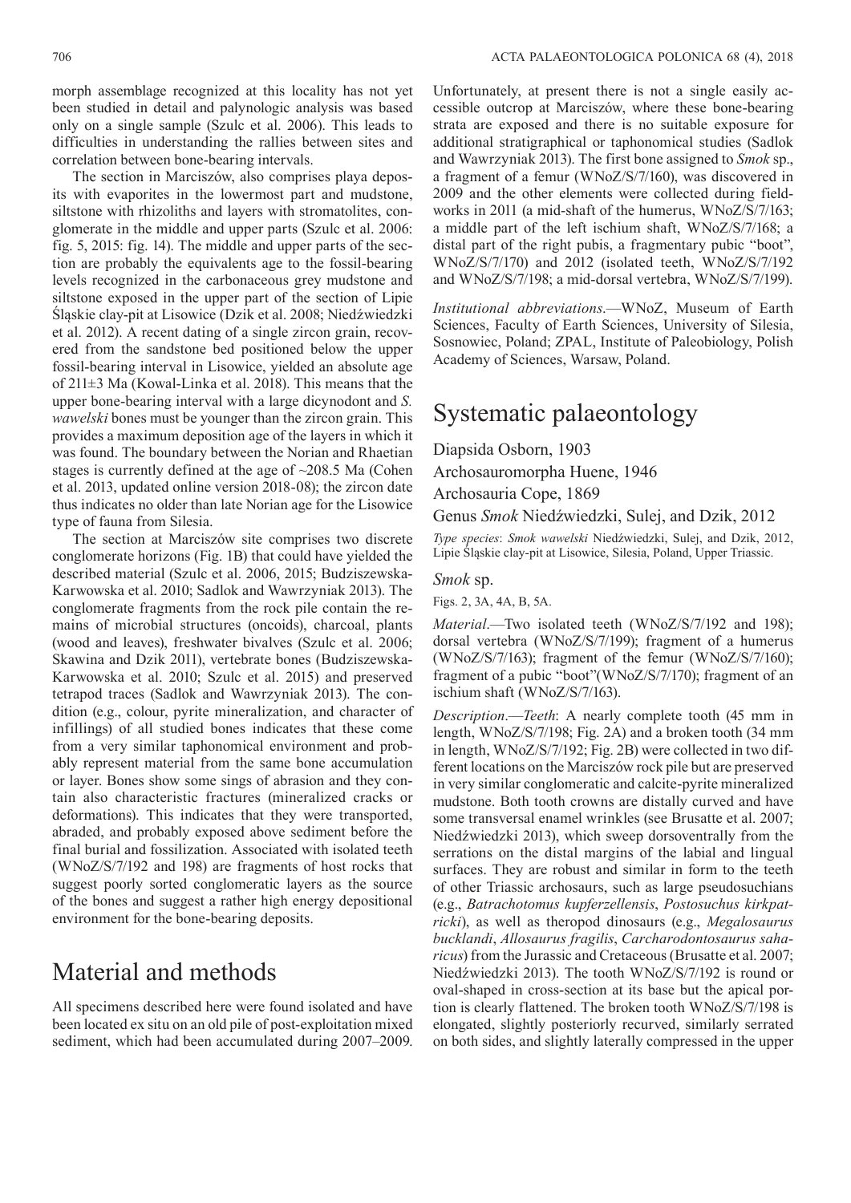morph assemblage recognized at this locality has not yet been studied in detail and palynologic analysis was based only on a single sample (Szulc et al. 2006). This leads to difficulties in understanding the rallies between sites and correlation between bone-bearing intervals.

The section in Marciszów, also comprises playa deposits with evaporites in the lowermost part and mudstone, siltstone with rhizoliths and layers with stromatolites, conglomerate in the middle and upper parts (Szulc et al. 2006: fig. 5, 2015: fig. 14). The middle and upper parts of the section are probably the equivalents age to the fossil-bearing levels recognized in the carbonaceous grey mudstone and siltstone exposed in the upper part of the section of Lipie Śląskie clay-pit at Lisowice (Dzik et al. 2008; Niedźwiedzki et al. 2012). A recent dating of a single zircon grain, recovered from the sandstone bed positioned below the upper fossil-bearing interval in Lisowice, yielded an absolute age of 211±3 Ma (Kowal-Linka et al. 2018). This means that the upper bone-bearing interval with a large dicynodont and *S. wawelski* bones must be younger than the zircon grain. This provides a maximum deposition age of the layers in which it was found. The boundary between the Norian and Rhaetian stages is currently defined at the age of ~208.5 Ma (Cohen et al. 2013, updated online version 2018-08); the zircon date thus indicates no older than late Norian age for the Lisowice type of fauna from Silesia.

The section at Marciszów site comprises two discrete conglomerate horizons (Fig. 1B) that could have yielded the described material (Szulc et al. 2006, 2015; Budziszewska-Karwowska et al. 2010; Sadlok and Wawrzyniak 2013). The conglomerate fragments from the rock pile contain the remains of microbial structures (oncoids), charcoal, plants (wood and leaves), freshwater bivalves (Szulc et al. 2006; Skawina and Dzik 2011), vertebrate bones (Budziszewska-Karwowska et al. 2010; Szulc et al. 2015) and preserved tetrapod traces (Sadlok and Wawrzyniak 2013). The condition (e.g., colour, pyrite mineralization, and character of infillings) of all studied bones indicates that these come from a very similar taphonomical environment and probably represent material from the same bone accumulation or layer. Bones show some sings of abrasion and they contain also characteristic fractures (mineralized cracks or deformations). This indicates that they were transported, abraded, and probably exposed above sediment before the final burial and fossilization. Associated with isolated teeth (WNoZ/S/7/192 and 198) are fragments of host rocks that suggest poorly sorted conglomeratic layers as the source of the bones and suggest a rather high energy depositional environment for the bone-bearing deposits.

# Material and methods

All specimens described here were found isolated and have been located ex situ on an old pile of post-exploitation mixed sediment, which had been accumulated during 2007–2009. Unfortunately, at present there is not a single easily accessible outcrop at Marciszów, where these bone-bearing strata are exposed and there is no suitable exposure for additional stratigraphical or taphonomical studies (Sadlok and Wawrzyniak 2013). The first bone assigned to *Smok* sp., a fragment of a femur (WNoZ/S/7/160), was discovered in 2009 and the other elements were collected during fieldworks in 2011 (a mid-shaft of the humerus, WNoZ/S/7/163; a middle part of the left ischium shaft, WNoZ/S/7/168; a distal part of the right pubis, a fragmentary pubic "boot", WNoZ/S/7/170) and 2012 (isolated teeth, WNoZ/S/7/192 and WNoZ/S/7/198; a mid-dorsal vertebra, WNoZ/S/7/199).

*Institutional abbreviations*.—WNoZ, Museum of Earth Sciences, Faculty of Earth Sciences, University of Silesia, Sosnowiec, Poland; ZPAL, Institute of Paleobiology, Polish Academy of Sciences, Warsaw, Poland.

# Systematic palaeontology

Diapsida Osborn, 1903

Archosauromorpha Huene, 1946

Archosauria Cope, 1869

## Genus *Smok* Niedźwiedzki, Sulej, and Dzik, 2012

*Type species*: *Smok wawelski* Niedźwiedzki, Sulej, and Dzik, 2012, Lipie Śląskie clay-pit at Lisowice, Silesia, Poland, Upper Triassic.

### *Smok* sp.

Figs. 2, 3A, 4A, B, 5A.

*Material*.—Two isolated teeth (WNoZ/S/7/192 and 198); dorsal vertebra (WNoZ/S/7/199); fragment of a humerus (WNoZ/S/7/163); fragment of the femur (WNoZ/S/7/160); fragment of a pubic "boot"(WNoZ/S/7/170); fragment of an ischium shaft (WNoZ/S/7/163).

*Description*.—*Teeth*: A nearly complete tooth (45 mm in length, WNoZ/S/7/198; Fig. 2A) and a broken tooth (34 mm in length, WNoZ/S/7/192; Fig. 2B) were collected in two different locations on the Marciszów rock pile but are preserved in very similar conglomeratic and calcite-pyrite mineralized mudstone. Both tooth crowns are distally curved and have some transversal enamel wrinkles (see Brusatte et al. 2007; Niedźwiedzki 2013), which sweep dorsoventrally from the serrations on the distal margins of the labial and lingual surfaces. They are robust and similar in form to the teeth of other Triassic archosaurs, such as large pseudosuchians (e.g., *Batrachotomus kupferzellensis*, *Postosuchus kirkpatricki*), as well as theropod dinosaurs (e.g., *Megalosaurus bucklandi*, *Allosaurus fragilis*, *Carcharodontosaurus saharicus*) from the Jurassic and Cretaceous (Brusatte et al. 2007; Niedźwiedzki 2013). The tooth WNoZ/S/7/192 is round or oval-shaped in cross-section at its base but the apical portion is clearly flattened. The broken tooth WNoZ/S/7/198 is elongated, slightly posteriorly recurved, similarly serrated on both sides, and slightly laterally compressed in the upper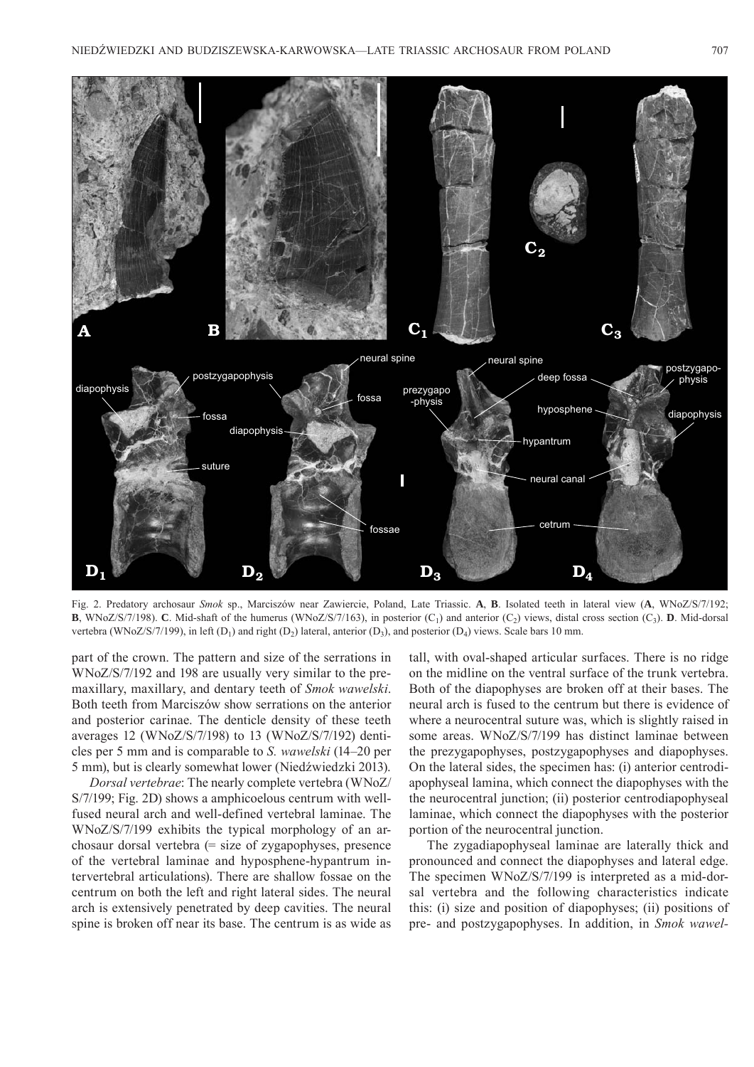Fig. 2. Predatory archosaur *Smok* sp., Marciszów near Zawiercie, Poland, Late Triassic. **A**, **B**. Isolated teeth in lateral view (**A**, WNoZ/S/7/192; **B**, WNoZ/S/7/198). **C**. Mid-shaft of the humerus (WNoZ/S/7/163), in posterior ($C_1$) and anterior ($C_2$) views, distal cross section ($C_3$). **D**. Mid-dorsal vertebra (WNoZ/S/7/199), in left ($D_1$) and right ($D_2$) lateral, anterior ($D_3$), and posterior ($D_4$) views. Scale bars 10 mm.

part of the crown. The pattern and size of the serrations in WNoZ/S/7/192 and 198 are usually very similar to the premaxillary, maxillary, and dentary teeth of *Smok wawelski*. Both teeth from Marciszów show serrations on the anterior and posterior carinae. The denticle density of these teeth averages 12 (WNoZ/S/7/198) to 13 (WNoZ/S/7/192) denticles per 5 mm and is comparable to *S. wawelski* (14–20 per 5 mm), but is clearly somewhat lower (Niedźwiedzki 2013).

*Dorsal vertebrae*: The nearly complete vertebra (WNoZ/S/7/199; Fig. 2D) shows a amphicoelous centrum with well-fused neural arch and well-defined vertebral laminae. The WNoZ/S/7/199 exhibits the typical morphology of an archosaur dorsal vertebra (= size of zygapophyses, presence of the vertebral laminae and hyposphene-hypantrum intervertebral articulations). There are shallow fossae on the centrum on both the left and right lateral sides. The neural arch is extensively penetrated by deep cavities. The neural spine is broken off near its base. The centrum is as wide as tall, with oval-shaped articular surfaces. There is no ridge on the midline on the ventral surface of the trunk vertebra. Both of the diapophyses are broken off at their bases. The neural arch is fused to the centrum but there is evidence of where a neurocentral suture was, which is slightly raised in some areas. WNoZ/S/7/199 has distinct laminae between the prezygapophyses, postzygapophyses and diapophyses. On the lateral sides, the specimen has: (i) anterior centrodiapophyseal lamina, which connect the diapophyses with the the neurocentral junction; (ii) posterior centrodiapophyseal laminae, which connect the diapophyses with the posterior portion of the neurocentral junction.

The zygadiapophyseal laminae are laterally thick and pronounced and connect the diapophyses and lateral edge. The specimen WNoZ/S/7/199 is interpreted as a mid-dorsal vertebra and the following characteristics indicate this: (i) size and position of diapophyses; (ii) positions of pre- and postzygapophyses. In addition, in *Smok wawel-*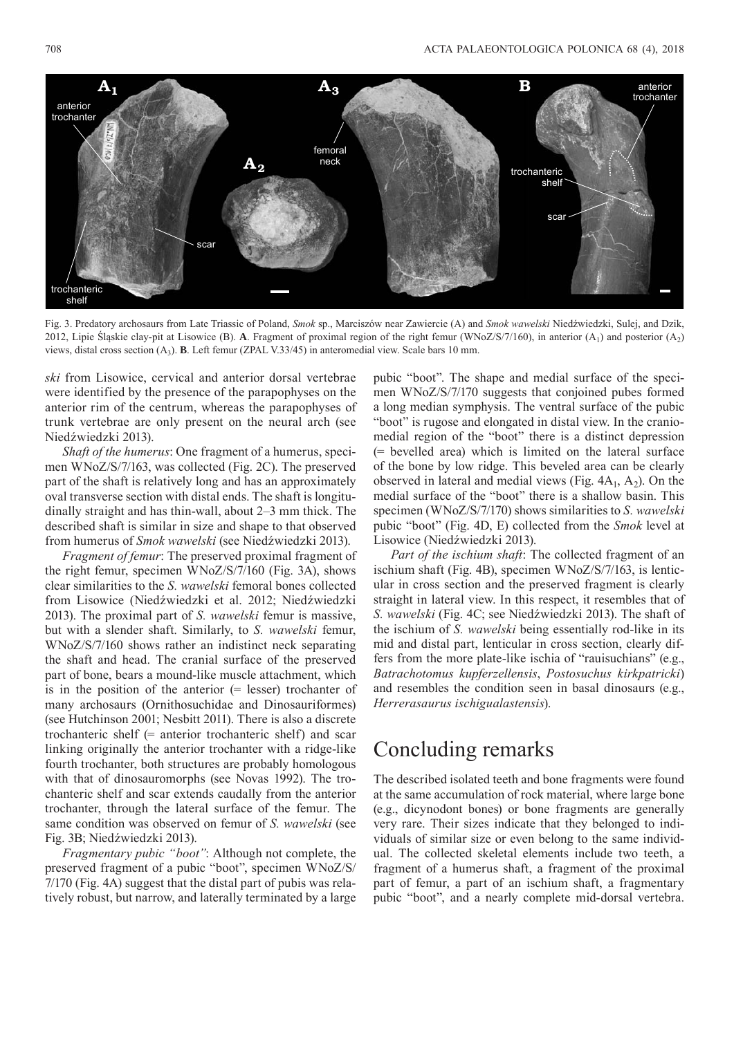Fig. 3. Predatory archosaurs from Late Triassic of Poland, *Smok* sp., Marcisz​ów near Zawiercie (A) and *Smok wawelski* Niedźwiedzki, Sulej, and Dzik, 2012, Lipie Śląskie clay-pit at Lisowice (B). **A**. Fragment of proximal region of the right femur (WNoZ/S/7/160), in anterior ($A_1$) and posterior ($A_2$) views, distal cross section ($A_3$). **B**. Left femur (ZPAL V.33/45) in anteromedial view. Scale bars 10 mm.

*ski* from Lisowice, cervical and anterior dorsal vertebrae were identified by the presence of the parapophyses on the anterior rim of the centrum, whereas the parapophyses of trunk vertebrae are only present on the neural arch (see Niedźwiedzki 2013).

*Shaft of the humerus*: One fragment of a humerus, specimen WNoZ/S/7/163, was collected (Fig. 2C). The preserved part of the shaft is relatively long and has an approximately oval transverse section with distal ends. The shaft is longitudinally straight and has thin-wall, about 2–3 mm thick. The described shaft is similar in size and shape to that observed from humerus of *Smok wawelski* (see Niedźwiedzki 2013).

*Fragment of femur*: The preserved proximal fragment of the right femur, specimen WNoZ/S/7/160 (Fig. 3A), shows clear similarities to the *S. wawelski* femoral bones collected from Lisowice (Niedźwiedzki et al. 2012; Niedźwiedzki 2013). The proximal part of *S. wawelski* femur is massive, but with a slender shaft. Similarly, to *S. wawelski* femur, WNoZ/S/7/160 shows rather an indistinct neck separating the shaft and head. The cranial surface of the preserved part of bone, bears a mound-like muscle attachment, which is in the position of the anterior (= lesser) trochanter of many archosaurs (Ornithosuchidae and Dinosauriformes) (see Hutchinson 2001; Nesbitt 2011). There is also a discrete trochanteric shelf (= anterior trochanteric shelf) and scar linking originally the anterior trochanter with a ridge-like fourth trochanter, both structures are probably homologous with that of dinosauromorphs (see Novas 1992). The trochanteric shelf and scar extends caudally from the anterior trochanter, through the lateral surface of the femur. The same condition was observed on femur of *S. wawelski* (see Fig. 3B; Niedźwiedzki 2013).

*Fragmentary pubic "boot"*: Although not complete, the preserved fragment of a pubic "boot", specimen WNoZ/S/7/170 (Fig. 4A) suggest that the distal part of pubis was relatively robust, but narrow, and laterally terminated by a large pubic "boot". The shape and medial surface of the specimen WNoZ/S/7/170 suggests that conjoined pubes formed a long median symphysis. The ventral surface of the pubic "boot" is rugose and elongated in distal view. In the craniomedial region of the "boot" there is a distinct depression (= bevelled area) which is limited on the lateral surface of the bone by low ridge. This beveled area can be clearly observed in lateral and medial views (Fig. 4$A_1$, $A_2$). On the medial surface of the "boot" there is a shallow basin. This specimen (WNoZ/S/7/170) shows similarities to *S. wawelski* pubic "boot" (Fig. 4D, E) collected from the *Smok* level at Lisowice (Niedźwiedzki 2013).

*Part of the ischium shaft*: The collected fragment of an ischium shaft (Fig. 4B), specimen WNoZ/S/7/163, is lenticular in cross section and the preserved fragment is clearly straight in lateral view. In this respect, it resembles that of *S. wawelski* (Fig. 4C; see Niedźwiedzki 2013). The shaft of the ischium of *S. wawelski* being essentially rod-like in its mid and distal part, lenticular in cross section, clearly differs from the more plate-like ischia of "rauisuchians" (e.g., *Batrachotomus kupferzellensis*, *Postosuchus kirkpatricki*) and resembles the condition seen in basal dinosaurs (e.g., *Herrerasaurus ischigualastensis*).

## Concluding remarks

The described isolated teeth and bone fragments were found at the same accumulation of rock material, where large bone (e.g., dicynodont bones) or bone fragments are generally very rare. Their sizes indicate that they belonged to individuals of similar size or even belong to the same individual. The collected skeletal elements include two teeth, a fragment of a humerus shaft, a fragment of the proximal part of femur, a part of an ischium shaft, a fragmentary pubic "boot", and a nearly complete mid-dorsal vertebra.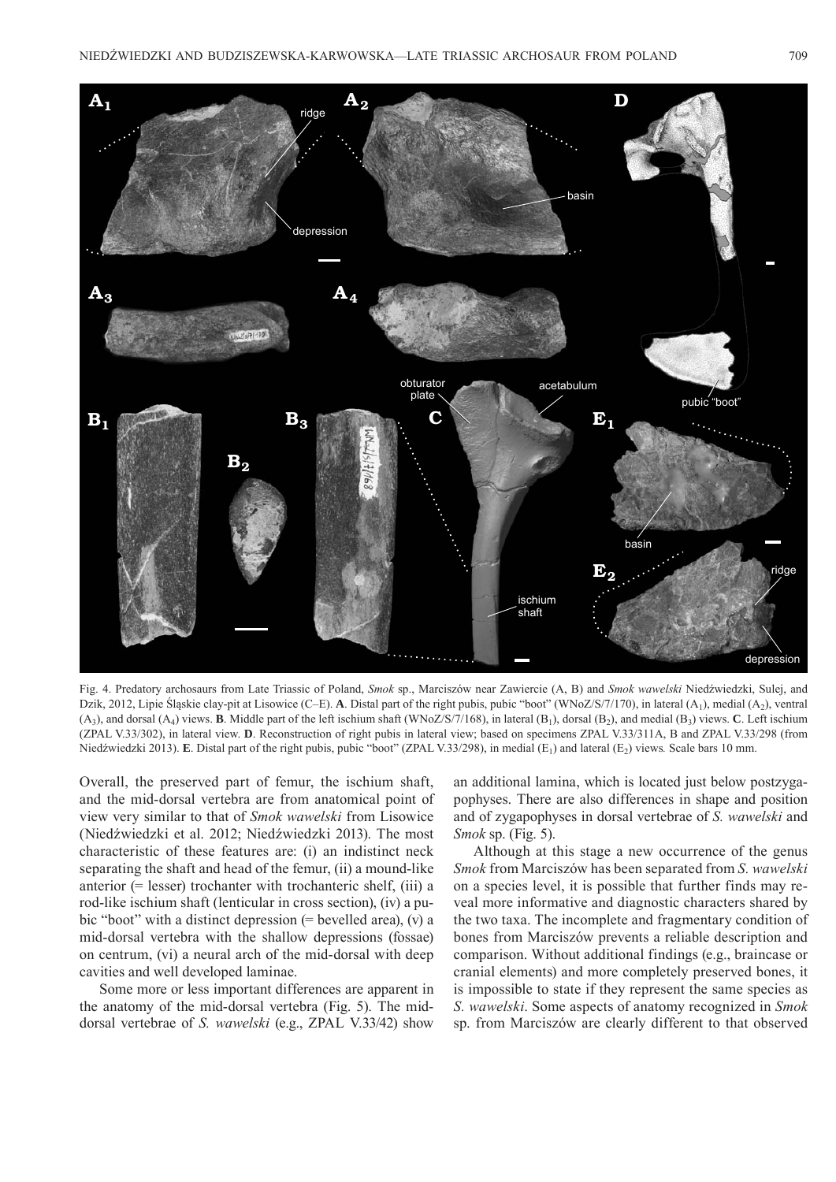Fig. 4. Predatory archosaurs from Late Triassic of Poland, *Smok* sp., Marciszów near Zawiercie (A, B) and *Smok wawelski* Niedźwiedzki, Sulej, and Dzik, 2012, Lipie Śląskie clay-pit at Lisowice (C–E). **A**. Distal part of the right pubis, pubic "boot" (WNoZ/S/7/170), in lateral ($A_1$), medial ($A_2$), ventral ($A_3$), and dorsal ($A_4$) views. **B**. Middle part of the left ischium shaft (WNoZ/S/7/168), in lateral ($B_1$), dorsal ($B_2$), and medial ($B_3$) views. **C**. Left ischium (ZPAL V.33/302), in lateral view. **D**. Reconstruction of right pubis in lateral view; based on specimens ZPAL V.33/311A, B and ZPAL V.33/298 (from Niedźwiedzki 2013). **E**. Distal part of the right pubis, pubic "boot" (ZPAL V.33/298), in medial ($E_1$) and lateral ($E_2$) views. Scale bars 10 mm.

Overall, the preserved part of femur, the ischium shaft, and the mid-dorsal vertebra are from anatomical point of view very similar to that of *Smok wawelski* from Lisowice (Niedźwiedzki et al. 2012; Niedźwiedzki 2013). The most characteristic of these features are: (i) an indistinct neck separating the shaft and head of the femur, (ii) a mound-like anterior (= lesser) trochanter with trochanteric shelf, (iii) a rod-like ischium shaft (lenticular in cross section), (iv) a pubic "boot" with a distinct depression (= bevelled area), (v) a mid-dorsal vertebra with the shallow depressions (fossae) on centrum, (vi) a neural arch of the mid-dorsal with deep cavities and well developed laminae.

Some more or less important differences are apparent in the anatomy of the mid-dorsal vertebra (Fig. 5). The mid-dorsal vertebrae of *S. wawelski* (e.g., ZPAL V.33/42) show an additional lamina, which is located just below postzygapophyses. There are also differences in shape and position and of zygapophyses in dorsal vertebrae of *S. wawelski* and *Smok* sp. (Fig. 5).

Although at this stage a new occurrence of the genus *Smok* from Marciszów has been separated from *S. wawelski* on a species level, it is possible that further finds may reveal more informative and diagnostic characters shared by the two taxa. The incomplete and fragmentary condition of bones from Marciszów prevents a reliable description and comparison. Without additional findings (e.g., braincase or cranial elements) and more completely preserved bones, it is impossible to state if they represent the same species as *S. wawelski*. Some aspects of anatomy recognized in *Smok* sp. from Marciszów are clearly different to that observed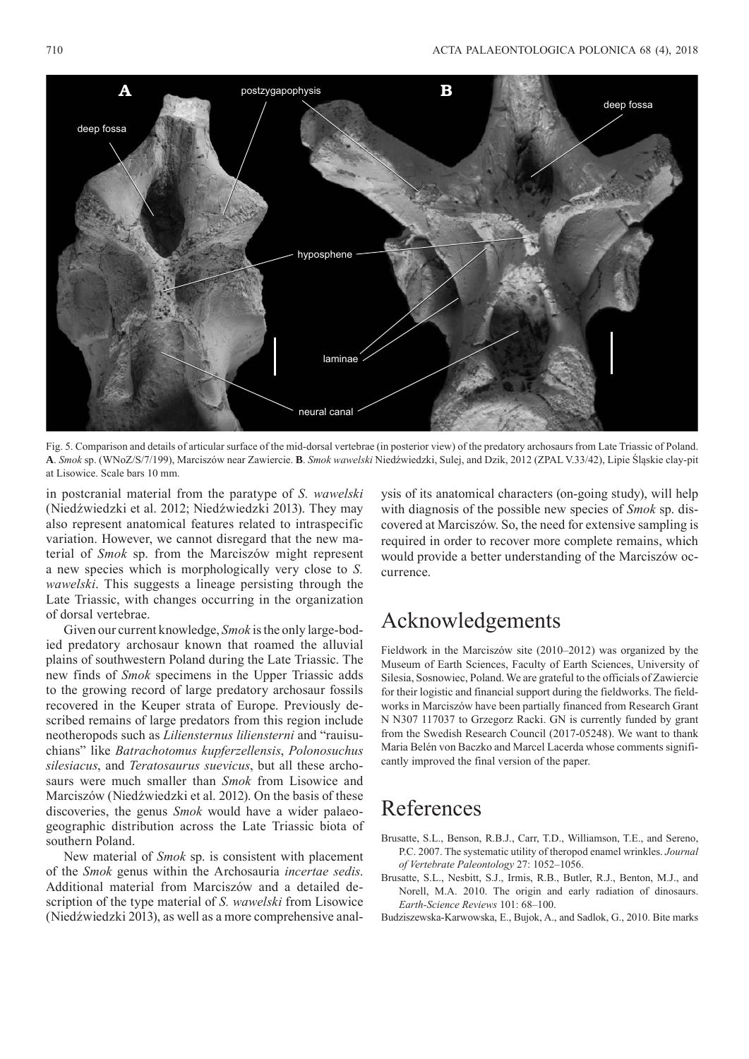Fig. 5. Comparison and details of articular surface of the mid-dorsal vertebrae (in posterior view) of the predatory archosaurs from Late Triassic of Poland. **A**. *Smok* sp. (WNoZ/S/7/199), Marciszów near Zawiercie. **B**. *Smok wawelski* Niedźwiedzki, Sulej, and Dzik, 2012 (ZPAL V.33/42), Lipie Śląskie clay-pit at Lisowice. Scale bars 10 mm.

in postcranial material from the paratype of *S. wawelski* (Niedźwiedzki et al. 2012; Niedźwiedzki 2013). They may also represent anatomical features related to intraspecific variation. However, we cannot disregard that the new material of *Smok* sp. from the Marciszów might represent a new species which is morphologically very close to *S. wawelski*. This suggests a lineage persisting through the Late Triassic, with changes occurring in the organization of dorsal vertebrae.

Given our current knowledge, *Smok* is the only large-bodied predatory archosaur known that roamed the alluvial plains of southwestern Poland during the Late Triassic. The new finds of *Smok* specimens in the Upper Triassic adds to the growing record of large predatory archosaur fossils recovered in the Keuper strata of Europe. Previously described remains of large predators from this region include neotheropods such as *Liliensternus liliensterni* and "rauisuchians" like *Batrachotomus kupferzellensis*, *Polonosuchus silesiacus*, and *Teratosaurus suevicus*, but all these archosaurs were much smaller than *Smok* from Lisowice and Marciszów (Niedźwiedzki et al. 2012). On the basis of these discoveries, the genus *Smok* would have a wider palaeogeographic distribution across the Late Triassic biota of southern Poland.

New material of *Smok* sp. is consistent with placement of the *Smok* genus within the Archosauria *incertae sedis*. Additional material from Marciszów and a detailed description of the type material of *S. wawelski* from Lisowice (Niedźwiedzki 2013), as well as a more comprehensive analysis of its anatomical characters (on-going study), will help with diagnosis of the possible new species of *Smok* sp. discovered at Marciszów. So, the need for extensive sampling is required in order to recover more complete remains, which would provide a better understanding of the Marciszów occurrence.

## Acknowledgements

Fieldwork in the Marciszów site (2010–2012) was organized by the Museum of Earth Sciences, Faculty of Earth Sciences, University of Silesia, Sosnowiec, Poland. We are grateful to the officials of Zawiercie for their logistic and financial support during the fieldworks. The fieldworks in Marciszów have been partially financed from Research Grant N N307 117037 to Grzegorz Racki. GN is currently funded by grant from the Swedish Research Council (2017-05248). We want to thank Maria Belén von Baczko and Marcel Lacerda whose comments significantly improved the final version of the paper.

## References

Brusatte, S.L., Benson, R.B.J., Carr, T.D., Williamson, T.E., and Sereno, P.C. 2007. The systematic utility of theropod enamel wrinkles. *Journal of Vertebrate Paleontology* 27: 1052–1056.

Brusatte, S.L., Nesbitt, S.J., Irmis, R.B., Butler, R.J., Benton, M.J., and Norell, M.A. 2010. The origin and early radiation of dinosaurs. *Earth-Science Reviews* 101: 68–100.

Budziszewska-Karwowska, E., Bujok, A., and Sadlok, G., 2010. Bite marks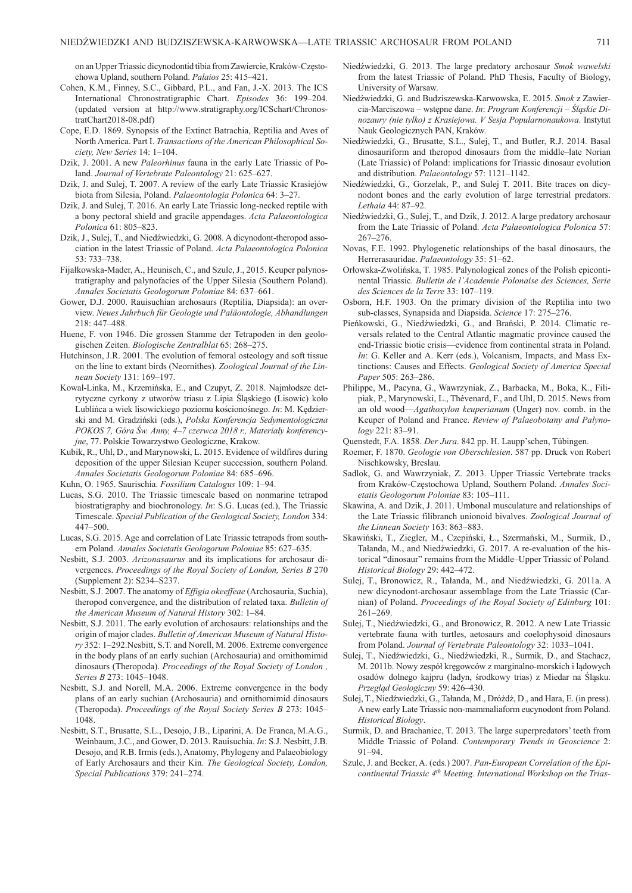on an Upper Triassic dicynodontid tibia from Zawiercie, Kraków-Częstochowa Upland, southern Poland. *Palaios* 25: 415–421.

Cohen, K.M., Finney, S.C., Gibbard, P.L., and Fan, J.-X. 2013. The ICS International Chronostratigraphic Chart. *Episodes* 36: 199–204. (updated version at http://www.stratigraphy.org/ICSchart/ChronostratChart2018-08.pdf)

Cope, E.D. 1869. Synopsis of the Extinct Batrachia, Reptilia and Aves of North America. Part I. *Transactions of the American Philosophical Society, New Series* 14: 1–104.

Dzik, J. 2001. A new *Paleorhinus* fauna in the early Late Triassic of Poland. *Journal of Vertebrate Paleontology* 21: 625–627.

Dzik, J. and Sulej, T. 2007. A review of the early Late Triassic Krasiejów biota from Silesia, Poland. *Palaeontologia Polonica* 64: 3–27.

Dzik, J. and Sulej, T. 2016. An early Late Triassic long-necked reptile with a bony pectoral shield and gracile appendages. *Acta Palaeontologica Polonica* 61: 805–823.

Dzik, J., Sulej, T., and Niedźwiedzki, G. 2008. A dicynodont-theropod association in the latest Triassic of Poland. *Acta Palaeontologica Polonica* 53: 733–738.

Fijałkowska-Mader, A., Heunisch, C., and Szulc, J., 2015. Keuper palynostratigraphy and palynofacies of the Upper Silesia (Southern Poland). *Annales Societatis Geologorum Poloniae* 84: 637–661.

Gower, D.J. 2000. Rauisuchian archosaurs (Reptilia, Diapsida): an overview. *Neues Jahrbuch für Geologie und Paläontologie, Abhandlungen* 218: 447–488.

Huene, F. von 1946. Die grossen Stamme der Tetrapoden in den geologischen Zeiten. *Biologische Zentralblat* 65: 268–275.

Hutchinson, J.R. 2001. The evolution of femoral osteology and soft tissue on the line to extant birds (Neornithes). *Zoological Journal of the Linnean Society* 131: 169–197.

Kowal-Linka, M., Krzemińska, E., and Czupyt, Z. 2018. Najmłodsze detrytyczne cyrkony z utworów triasu z Lipia Śląskiego (Lisowic) koło Lublińca a wiek lisowickiego poziomu kościonośnego. *In*: M. Kędzierski and M. Gradziński (eds.), *Polska Konferencja Sedymentologiczna POKOS 7, Góra Św. Anny, 4–7 czerwca 2018 r., Materiały konferencyjne*, 77. Polskie Towarzystwo Geologiczne, Krakow.

Kubik, R., Uhl, D., and Marynowski, L. 2015. Evidence of wildfires during deposition of the upper Silesian Keuper succession, southern Poland. *Annales Societatis Geologorum Poloniae* 84: 685–696.

Kuhn, O. 1965. Saurischia. *Fossilium Catalogus* 109: 1–94.

Lucas, S.G. 2010. The Triassic timescale based on nonmarine tetrapod biostratigraphy and biochronology. *In*: S.G. Lucas (ed.), The Triassic Timescale. *Special Publication of the Geological Society, London* 334: 447–500.

Lucas, S.G. 2015. Age and correlation of Late Triassic tetrapods from southern Poland. *Annales Societatis Geologorum Poloniae* 85: 627–635.

Nesbitt, S.J. 2003. *Arizonasaurus* and its implications for archosaur divergences. *Proceedings of the Royal Society of London, Series B* 270 (Supplement 2): S234–S237.

Nesbitt, S.J. 2007. The anatomy of *Effigia okeeffeae* (Archosauria, Suchia), theropod convergence, and the distribution of related taxa. *Bulletin of the American Museum of Natural History* 302: 1–84.

Nesbitt, S.J. 2011. The early evolution of archosaurs: relationships and the origin of major clades. *Bulletin of American Museum of Natural History* 352: 1–292.Nesbitt, S.T. and Norell, M. 2006. Extreme convergence in the body plans of an early suchian (Archosauria) and ornithomimid dinosaurs (Theropoda). *Proceedings of the Royal Society of London , Series B* 273: 1045–1048.

Nesbitt, S.J. and Norell, M.A. 2006. Extreme convergence in the body plans of an early suchian (Archosauria) and ornithomimid dinosaurs (Theropoda). *Proceedings of the Royal Society Series B* 273: 1045–1048.

Nesbitt, S.T., Brusatte, S.L., Desojo, J.B., Liparini, A. De Franca, M.A.G., Weinbaum, J.C., and Gower, D.J. 2013. Rauisuchia. *In*: S.J. Nesbitt, J.B. Desojo, and R.B. Irmis (eds.), Anatomy, Phylogeny and Palaeobiology of Early Archosaurs and their Kin. *The Geological Society, London, Special Publications* 379: 241–274.

Niedźwiedzki, G. 2013. The large predatory archosaur *Smok wawelski* from the latest Triassic of Poland. PhD Thesis, Faculty of Biology, University of Warsaw.

Niedźwiedzki, G. and Budziszewska-Karwowska, E. 2015. *Smok* z Zawiercia-Marciszowa – wstępne dane. *In*: *Program Konferencji – Śląskie Dinozaury (nie tylko) z Krasiejowa. V Sesja Popularnonaukowa*. Instytut Nauk Geologicznych PAN, Kraków.

Niedźwiedzki, G., Brusatte, S.L., Sulej, T., and Butler, R.J. 2014. Basal dinosauriform and theropod dinosaurs from the middle–late Norian (Late Triassic) of Poland: implications for Triassic dinosaur evolution and distribution. *Palaeontology* 57: 1121–1142.

Niedźwiedzki, G., Gorzelak, P., and Sulej T. 2011. Bite traces on dicynodont bones and the early evolution of large terrestrial predators. *Lethaia* 44: 87–92.

Niedźwiedzki, G., Sulej, T., and Dzik, J. 2012. A large predatory archosaur from the Late Triassic of Poland. *Acta Palaeontologica Polonica* 57: 267–276.

Novas, F.E. 1992. Phylogenetic relationships of the basal dinosaurs, the Herrerasauridae. *Palaeontology* 35: 51–62.

Orłowska-Zwolińska, T. 1985. Palynological zones of the Polish epicontinental Triassic. *Bulletin de l'Academie Polonaise des Sciences, Serie des Sciences de la Terre* 33: 107–119.

Osborn, H.F. 1903. On the primary division of the Reptilia into two sub-classes, Synapsida and Diapsida. *Science* 17: 275–276.

Pieńkowski, G., Niedźwiedzki, G., and Brański, P. 2014. Climatic reversals related to the Central Atlantic magmatic province caused the end-Triassic biotic crisis—evidence from continental strata in Poland. *In*: G. Keller and A. Kerr (eds.), Volcanism, Impacts, and Mass Extinctions: Causes and Effects. *Geological Society of America Special Paper* 505: 263–286.

Philippe, M., Pacyna, G., Wawrzyniak, Z., Barbacka, M., Boka, K., Filipiak, P., Marynowski, L., Thévenard, F., and Uhl, D. 2015. News from an old wood—*Agathoxylon keuperianum* (Unger) nov. comb. in the Keuper of Poland and France. *Review of Palaeobotany and Palynology* 221: 83–91.

Quenstedt, F.A. 1858. *Der Jura*. 842 pp. H. Laupp'schen, Tübingen.

Roemer, F. 1870. *Geologie von Oberschlesien*. 587 pp. Druck von Robert Nischkowsky, Breslau.

Sadlok, G. and Wawrzyniak, Z. 2013. Upper Triassic Vertebrate tracks from Kraków-Częstochowa Upland, Southern Poland. *Annales Societatis Geologorum Poloniae* 83: 105–111.

Skawina, A. and Dzik, J. 2011. Umbonal musculature and relationships of the Late Triassic filibranch unionoid bivalves. *Zoological Journal of the Linnean Society* 163: 863–883.

Skawiński, T., Ziegler, M., Czepiński, Ł., Szermański, M., Surmik, D., Tałanda, M., and Niedźwiedzki, G. 2017. A re-evaluation of the historical "dinosaur" remains from the Middle–Upper Triassic of Poland*.* *Historical Biology* 29: 442–472.

Sulej, T., Bronowicz, R., Tałanda, M., and Niedźwiedzki, G. 2011a. A new dicynodont-archosaur assemblage from the Late Triassic (Carnian) of Poland. *Proceedings of the Royal Society of Edinburg* 101: 261–269.

Sulej, T., Niedźwiedzki, G., and Bronowicz, R. 2012. A new Late Triassic vertebrate fauna with turtles, aetosaurs and coelophysoid dinosaurs from Poland. *Journal of Vertebrate Paleontology* 32: 1033–1041.

Sulej, T., Niedźwiedzki, G., Niedźwiedzki, R., Surmik, D., and Stachacz, M. 2011b. Nowy zespół kręgowców z marginalno-morskich i lądowych osadów dolnego kajpru (ladyn, środkowy trias) z Miedar na Śląsku. *Przegląd Geologiczny* 59: 426–430.

Sulej, T., Niedźwiedzki, G., Tałanda, M., Dróżdż, D., and Hara, E. (in press). A new early Late Triassic non-mammaliaform eucynodont from Poland. *Historical Biology*.

Surmik, D. and Brachaniec, T. 2013. The large superpredators' teeth from Middle Triassic of Poland. *Contemporary Trends in Geoscience* 2: 91–94.

Szulc, J. and Becker, A. (eds.) 2007. *Pan-European Correlation of the Epicontinental Triassic 4th Meeting. International Workshop on the Trias-*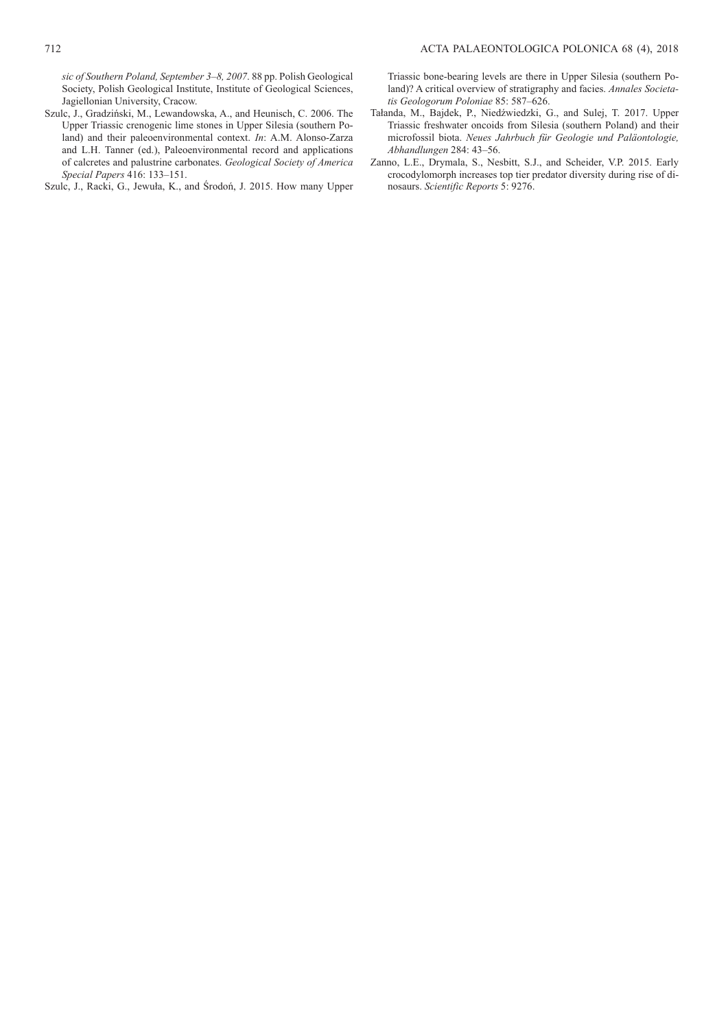*sic of Southern Poland, September 3–8, 2007*. 88 pp. Polish Geological Society, Polish Geological Institute, Institute of Geological Sciences, Jagiellonian University, Cracow.

Szulc, J., Gradziński, M., Lewandowska, A., and Heunisch, C. 2006. The Upper Triassic crenogenic lime stones in Upper Silesia (southern Poland) and their paleoenvironmental context. *In*: A.M. Alonso-Zarza and L.H. Tanner (ed.), Paleoenvironmental record and applications of calcretes and palustrine carbonates. *Geological Society of America Special Papers* 416: 133–151.

Szulc, J., Racki, G., Jewuła, K., and Środoń, J. 2015. How many Upper Triassic bone-bearing levels are there in Upper Silesia (southern Poland)? A critical overview of stratigraphy and facies. *Annales Societatis Geologorum Poloniae* 85: 587–626.

Tałanda, M., Bajdek, P., Niedźwiedzki, G., and Sulej, T. 2017. Upper Triassic freshwater oncoids from Silesia (southern Poland) and their microfossil biota. *Neues Jahrbuch für Geologie und Paläontologie, Abhandlungen* 284: 43–56.

Zanno, L.E., Drymala, S., Nesbitt, S.J., and Scheider, V.P. 2015. Early crocodylomorph increases top tier predator diversity during rise of dinosaurs. *Scientific Reports* 5: 9276.